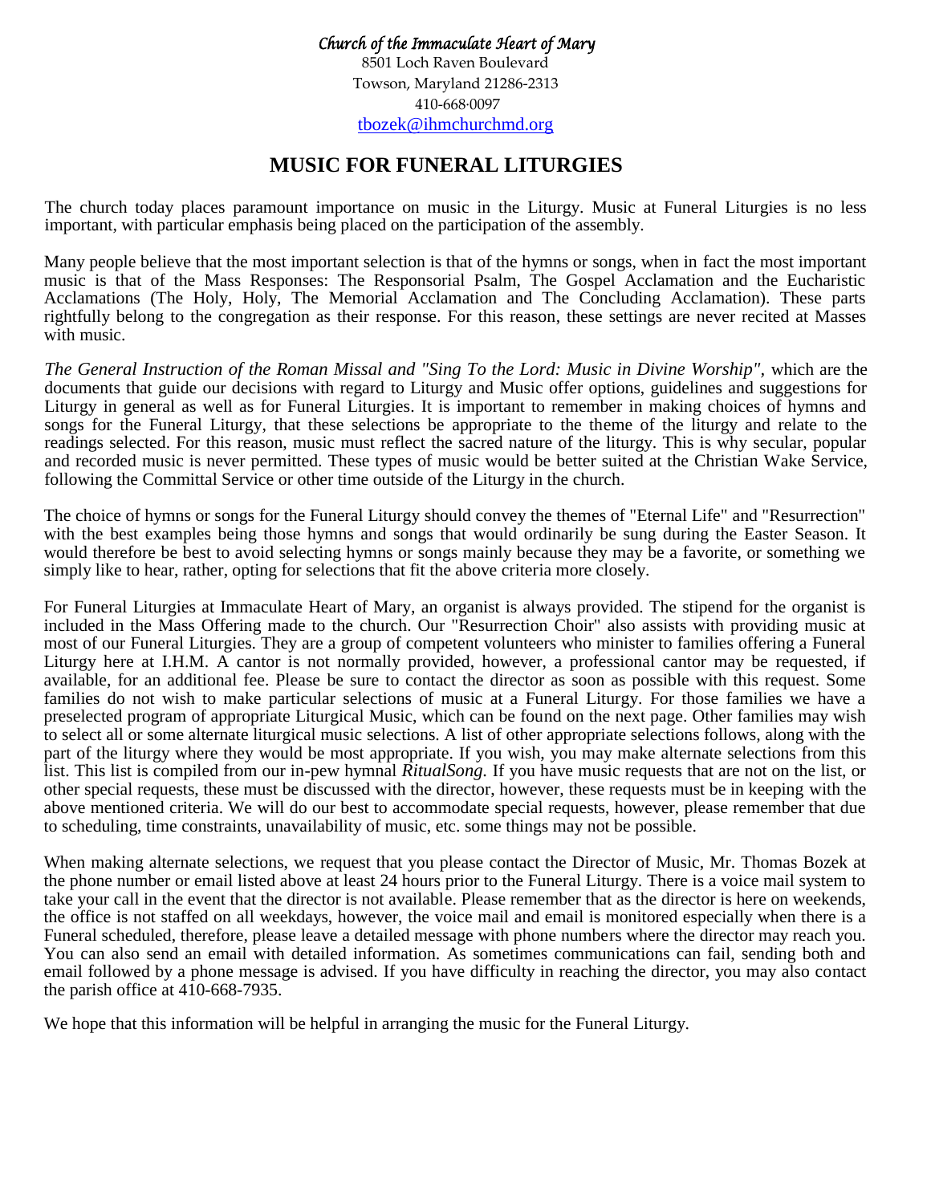*Church of the Immaculate Heart of Mary*
8501 Loch Raven Boulevard
Towson, Maryland 21286-2313
410-668-0097
tbozek@ihmchurchmd.org

# MUSIC FOR FUNERAL LITURGIES

The church today places paramount importance on music in the Liturgy. Music at Funeral Liturgies is no less important, with particular emphasis being placed on the participation of the assembly.

Many people believe that the most important selection is that of the hymns or songs, when in fact the most important music is that of the Mass Responses: The Responsorial Psalm, The Gospel Acclamation and the Eucharistic Acclamations (The Holy, Holy, The Memorial Acclamation and The Concluding Acclamation). These parts rightfully belong to the congregation as their response. For this reason, these settings are never recited at Masses with music.

*The General Instruction of the Roman Missal and "Sing To the Lord: Music in Divine Worship"*, which are the documents that guide our decisions with regard to Liturgy and Music offer options, guidelines and suggestions for Liturgy in general as well as for Funeral Liturgies. It is important to remember in making choices of hymns and songs for the Funeral Liturgy, that these selections be appropriate to the theme of the liturgy and relate to the readings selected. For this reason, music must reflect the sacred nature of the liturgy. This is why secular, popular and recorded music is never permitted. These types of music would be better suited at the Christian Wake Service, following the Committal Service or other time outside of the Liturgy in the church.

The choice of hymns or songs for the Funeral Liturgy should convey the themes of "Eternal Life" and "Resurrection" with the best examples being those hymns and songs that would ordinarily be sung during the Easter Season. It would therefore be best to avoid selecting hymns or songs mainly because they may be a favorite, or something we simply like to hear, rather, opting for selections that fit the above criteria more closely.

For Funeral Liturgies at Immaculate Heart of Mary, an organist is always provided. The stipend for the organist is included in the Mass Offering made to the church. Our "Resurrection Choir" also assists with providing music at most of our Funeral Liturgies. They are a group of competent volunteers who minister to families offering a Funeral Liturgy here at I.H.M. A cantor is not normally provided, however, a professional cantor may be requested, if available, for an additional fee. Please be sure to contact the director as soon as possible with this request. Some families do not wish to make particular selections of music at a Funeral Liturgy. For those families we have a preselected program of appropriate Liturgical Music, which can be found on the next page. Other families may wish to select all or some alternate liturgical music selections. A list of other appropriate selections follows, along with the part of the liturgy where they would be most appropriate. If you wish, you may make alternate selections from this list. This list is compiled from our in-pew hymnal *RitualSong.* If you have music requests that are not on the list, or other special requests, these must be discussed with the director, however, these requests must be in keeping with the above mentioned criteria. We will do our best to accommodate special requests, however, please remember that due to scheduling, time constraints, unavailability of music, etc. some things may not be possible.

When making alternate selections, we request that you please contact the Director of Music, Mr. Thomas Bozek at the phone number or email listed above at least 24 hours prior to the Funeral Liturgy. There is a voice mail system to take your call in the event that the director is not available. Please remember that as the director is here on weekends, the office is not staffed on all weekdays, however, the voice mail and email is monitored especially when there is a Funeral scheduled, therefore, please leave a detailed message with phone numbers where the director may reach you. You can also send an email with detailed information. As sometimes communications can fail, sending both and email followed by a phone message is advised. If you have difficulty in reaching the director, you may also contact the parish office at 410-668-7935.

We hope that this information will be helpful in arranging the music for the Funeral Liturgy.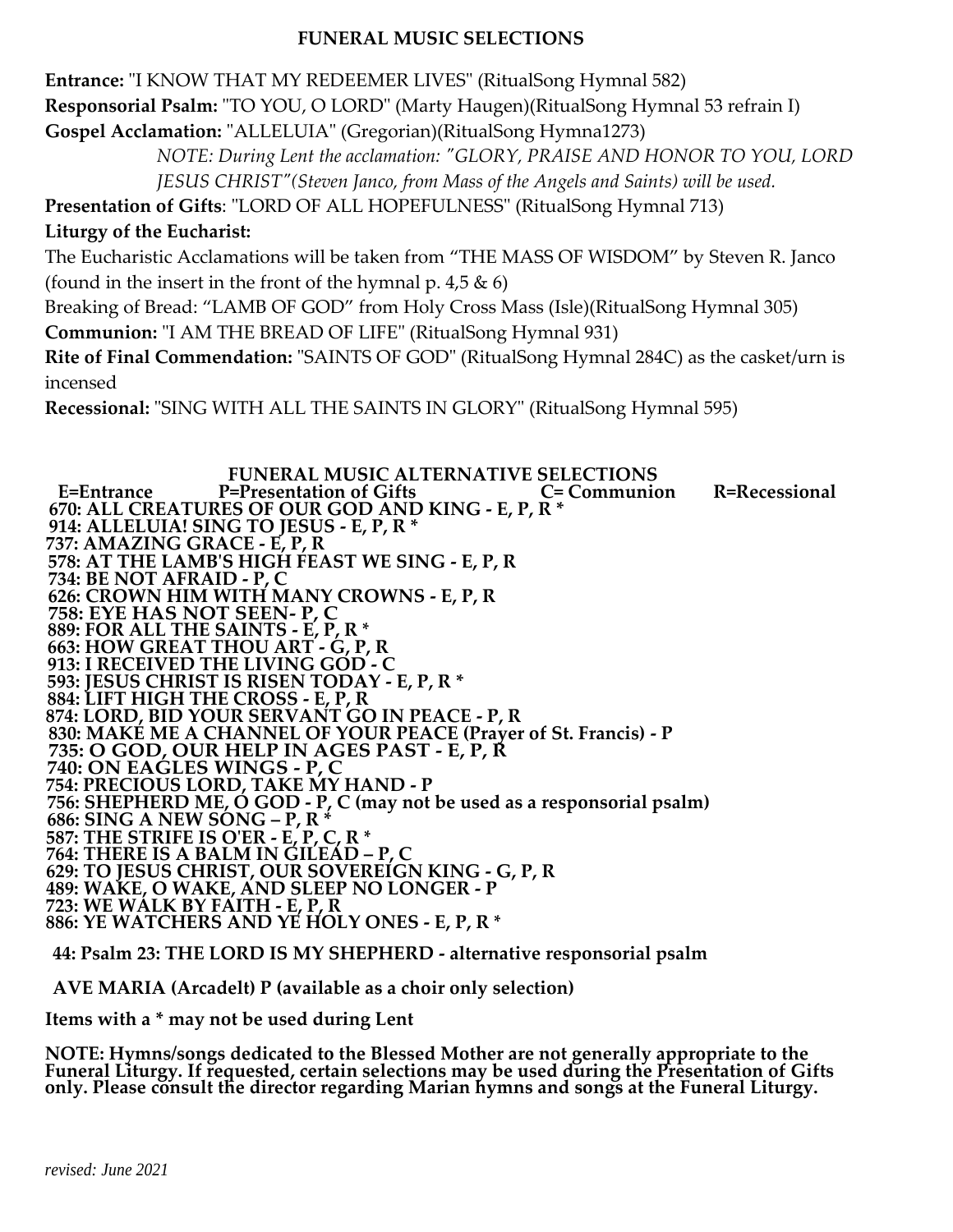# FUNERAL MUSIC SELECTIONS

**Entrance:** "I KNOW THAT MY REDEEMER LIVES" (RitualSong Hymnal 582)
**Responsorial Psalm:** "TO YOU, O LORD" (Marty Haugen)(RitualSong Hymnal 53 refrain I)
**Gospel Acclamation:** "ALLELUIA" (Gregorian)(RitualSong Hymna1273)

*NOTE: During Lent the acclamation: "GLORY, PRAISE AND HONOR TO YOU, LORD JESUS CHRIST"(Steven Janco, from Mass of the Angels and Saints) will be used.*

**Presentation of Gifts**: "LORD OF ALL HOPEFULNESS" (RitualSong Hymnal 713)

**Liturgy of the Eucharist:**

The Eucharistic Acclamations will be taken from "THE MASS OF WISDOM" by Steven R. Janco (found in the insert in the front of the hymnal p. 4,5 & 6)

Breaking of Bread: "LAMB OF GOD" from Holy Cross Mass (Isle)(RitualSong Hymnal 305)

**Communion:** "I AM THE BREAD OF LIFE" (RitualSong Hymnal 931)

**Rite of Final Commendation:** "SAINTS OF GOD" (RitualSong Hymnal 284C) as the casket/urn is incensed

**Recessional:** "SING WITH ALL THE SAINTS IN GLORY" (RitualSong Hymnal 595)

## FUNERAL MUSIC ALTERNATIVE SELECTIONS

**E=Entrance P=Presentation of Gifts C= Communion R=Recessional**

**670: ALL CREATURES OF OUR GOD AND KING - E, P, R ***
**914: ALLELUIA! SING TO JESUS - E, P, R ***
**737: AMAZING GRACE - E, P, R**
**578: AT THE LAMB'S HIGH FEAST WE SING - E, P, R**
**734: BE NOT AFRAID - P, C**
**626: CROWN HIM WITH MANY CROWNS - E, P, R**
**758: EYE HAS NOT SEEN- P, C**
**889: FOR ALL THE SAINTS - E, P, R ***
**663: HOW GREAT THOU ART - G, P, R**
**913: I RECEIVED THE LIVING GOD - C**
**593: JESUS CHRIST IS RISEN TODAY - E, P, R ***
**884: LIFT HIGH THE CROSS - E, P, R**
**874: LORD, BID YOUR SERVANT GO IN PEACE - P, R**
**830: MAKE ME A CHANNEL OF YOUR PEACE (Prayer of St. Francis) - P**
**735: O GOD, OUR HELP IN AGES PAST - E, P, R**
**740: ON EAGLES WINGS - P, C**
**754: PRECIOUS LORD, TAKE MY HAND - P**
**756: SHEPHERD ME, O GOD - P, C (may not be used as a responsorial psalm)**
**686: SING A NEW SONG – P, R ***
**587: THE STRIFE IS O'ER - E, P, C, R ***
**764: THERE IS A BALM IN GILEAD – P, C**
**629: TO JESUS CHRIST, OUR SOVEREIGN KING - G, P, R**
**489: WAKE, O WAKE, AND SLEEP NO LONGER - P**
**723: WE WALK BY FAITH - E, P, R**
**886: YE WATCHERS AND YE HOLY ONES - E, P, R ***

**44: Psalm 23: THE LORD IS MY SHEPHERD - alternative responsorial psalm**

**AVE MARIA (Arcadelt) P (available as a choir only selection)**

**Items with a * may not be used during Lent**

**NOTE: Hymns/songs dedicated to the Blessed Mother are not generally appropriate to the Funeral Liturgy. If requested, certain selections may be used during the Presentation of Gifts only. Please consult the director regarding Marian hymns and songs at the Funeral Liturgy.**

*revised: June 2021*